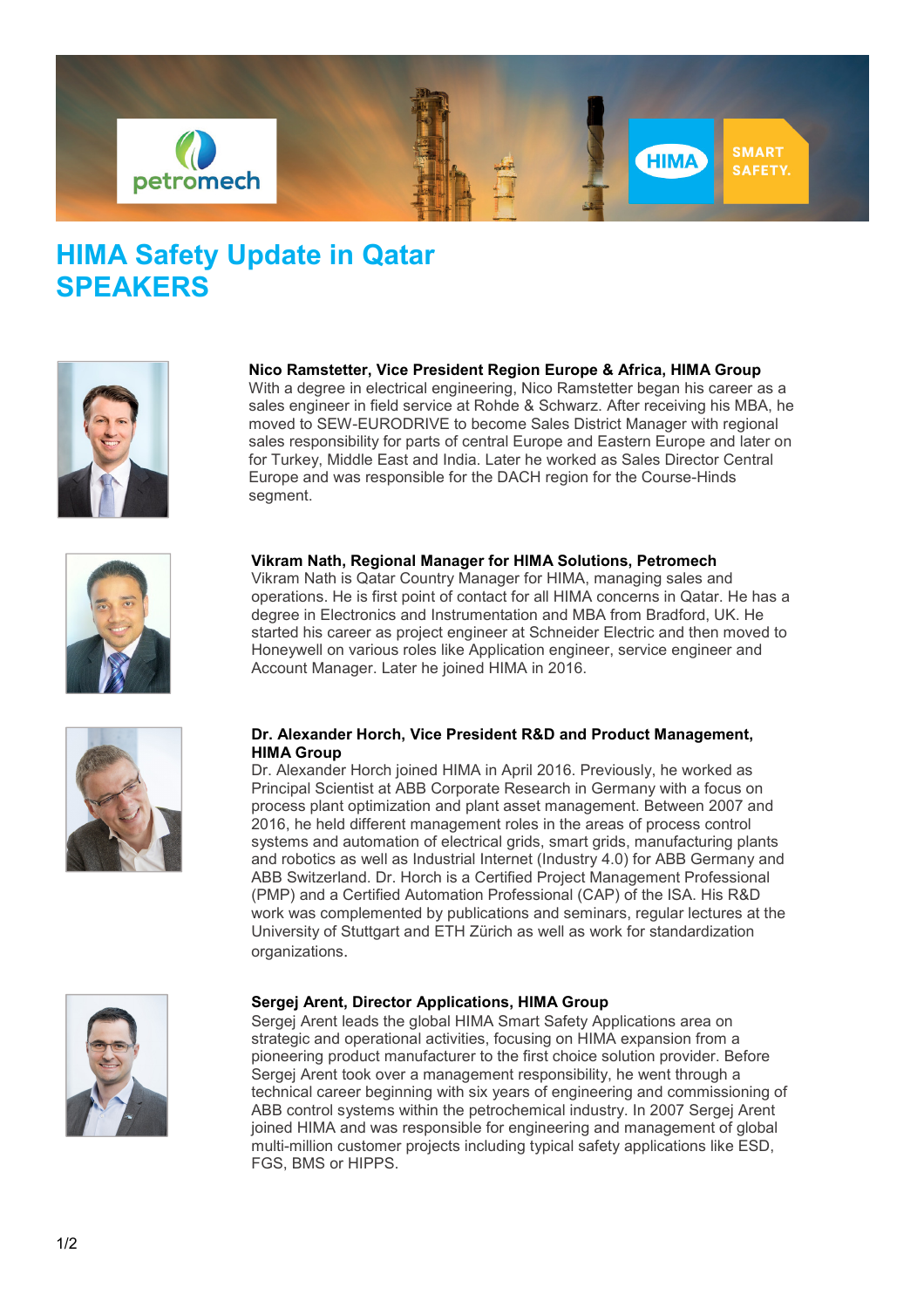# HIMA Safety Update in Qatar
# SPEAKERS

**Nico Ramstetter, Vice President Region Europe & Africa, HIMA Group**
With a degree in electrical engineering, Nico Ramstetter began his career as a sales engineer in field service at Rohde & Schwarz. After receiving his MBA, he moved to SEW-EURODRIVE to become Sales District Manager with regional sales responsibility for parts of central Europe and Eastern Europe and later on for Turkey, Middle East and India. Later he worked as Sales Director Central Europe and was responsible for the DACH region for the Course-Hinds segment.

**Vikram Nath, Regional Manager for HIMA Solutions, Petromech**
Vikram Nath is Qatar Country Manager for HIMA, managing sales and operations. He is first point of contact for all HIMA concerns in Qatar. He has a degree in Electronics and Instrumentation and MBA from Bradford, UK. He started his career as project engineer at Schneider Electric and then moved to Honeywell on various roles like Application engineer, service engineer and Account Manager. Later he joined HIMA in 2016.

**Dr. Alexander Horch, Vice President R&D and Product Management, HIMA Group**
Dr. Alexander Horch joined HIMA in April 2016. Previously, he worked as Principal Scientist at ABB Corporate Research in Germany with a focus on process plant optimization and plant asset management. Between 2007 and 2016, he held different management roles in the areas of process control systems and automation of electrical grids, smart grids, manufacturing plants and robotics as well as Industrial Internet (Industry 4.0) for ABB Germany and ABB Switzerland. Dr. Horch is a Certified Project Management Professional (PMP) and a Certified Automation Professional (CAP) of the ISA. His R&D work was complemented by publications and seminars, regular lectures at the University of Stuttgart and ETH Zürich as well as work for standardization organizations.

**Sergej Arent, Director Applications, HIMA Group**
Sergej Arent leads the global HIMA Smart Safety Applications area on strategic and operational activities, focusing on HIMA expansion from a pioneering product manufacturer to the first choice solution provider. Before Sergej Arent took over a management responsibility, he went through a technical career beginning with six years of engineering and commissioning of ABB control systems within the petrochemical industry. In 2007 Sergej Arent joined HIMA and was responsible for engineering and management of global multi-million customer projects including typical safety applications like ESD, FGS, BMS or HIPPS.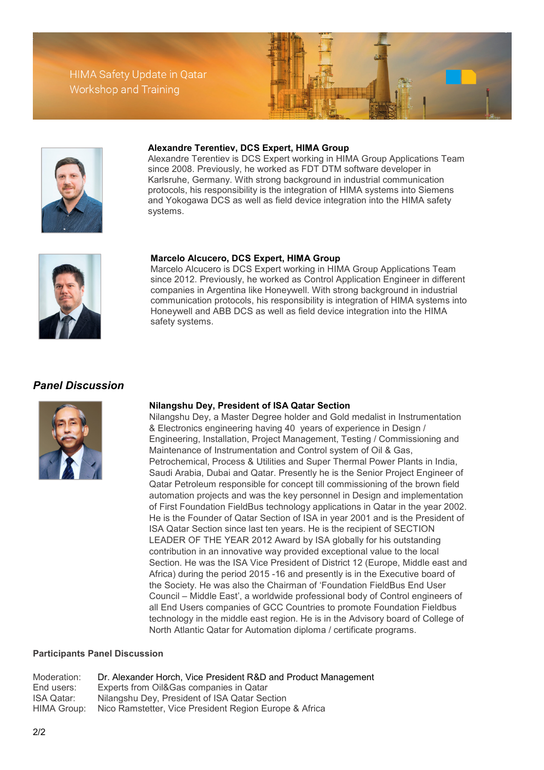HIMA Safety Update in Qatar
Workshop and Training

**Alexandre Terentiev, DCS Expert, HIMA Group**
Alexandre Terentiev is DCS Expert working in HIMA Group Applications Team since 2008. Previously, he worked as FDT DTM software developer in Karlsruhe, Germany. With strong background in industrial communication protocols, his responsibility is the integration of HIMA systems into Siemens and Yokogawa DCS as well as field device integration into the HIMA safety systems.

**Marcelo Alcucero, DCS Expert, HIMA Group**
Marcelo Alcucero is DCS Expert working in HIMA Group Applications Team since 2012. Previously, he worked as Control Application Engineer in different companies in Argentina like Honeywell. With strong background in industrial communication protocols, his responsibility is integration of HIMA systems into Honeywell and ABB DCS as well as field device integration into the HIMA safety systems.

## *Panel Discussion*

**Nilangshu Dey, President of ISA Qatar Section**
Nilangshu Dey, a Master Degree holder and Gold medalist in Instrumentation & Electronics engineering having 40 years of experience in Design / Engineering, Installation, Project Management, Testing / Commissioning and Maintenance of Instrumentation and Control system of Oil & Gas, Petrochemical, Process & Utilities and Super Thermal Power Plants in India, Saudi Arabia, Dubai and Qatar. Presently he is the Senior Project Engineer of Qatar Petroleum responsible for concept till commissioning of the brown field automation projects and was the key personnel in Design and implementation of First Foundation FieldBus technology applications in Qatar in the year 2002. He is the Founder of Qatar Section of ISA in year 2001 and is the President of ISA Qatar Section since last ten years. He is the recipient of SECTION LEADER OF THE YEAR 2012 Award by ISA globally for his outstanding contribution in an innovative way provided exceptional value to the local Section. He was the ISA Vice President of District 12 (Europe, Middle east and Africa) during the period 2015 -16 and presently is in the Executive board of the Society. He was also the Chairman of 'Foundation FieldBus End User Council – Middle East', a worldwide professional body of Control engineers of all End Users companies of GCC Countries to promote Foundation Fieldbus technology in the middle east region. He is in the Advisory board of College of North Atlantic Qatar for Automation diploma / certificate programs.

**Participants Panel Discussion**

| | |
|---|---|
| Moderation: | Dr. Alexander Horch, Vice President R&D and Product Management |
| End users: | Experts from Oil&Gas companies in Qatar |
| ISA Qatar: | Nilangshu Dey, President of ISA Qatar Section |
| HIMA Group: | Nico Ramstetter, Vice President Region Europe & Africa |